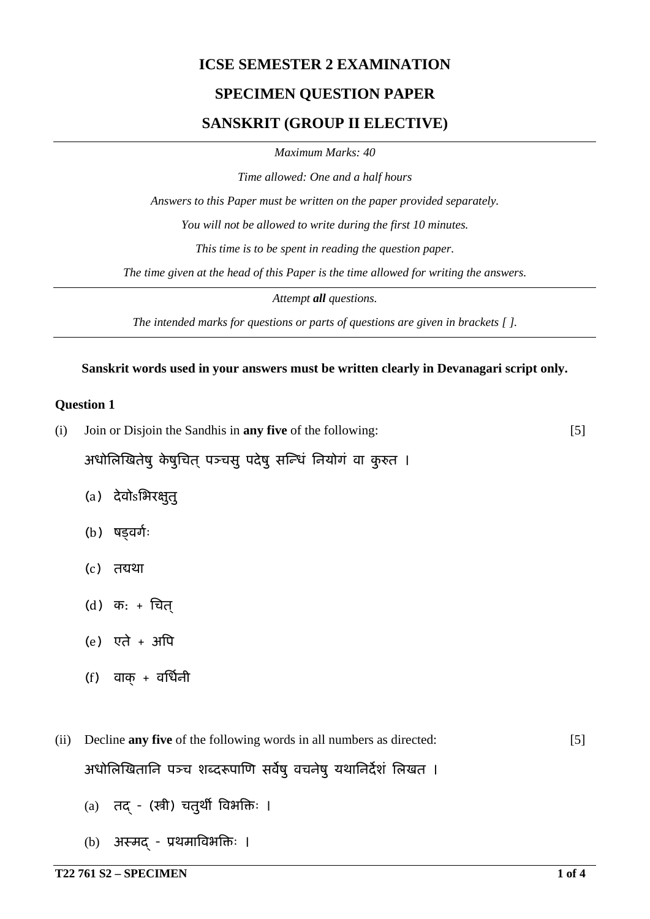# ICSE SEMESTER 2 EXAMINATION

## SPECIMEN QUESTION PAPER

## SANSKRIT (GROUP II ELECTIVE)

*Maximum Marks: 40*

*Time allowed: One and a half hours*

*Answers to this Paper must be written on the paper provided separately.*

*You will not be allowed to write during the first 10 minutes.*

*This time is to be spent in reading the question paper.*

*The time given at the head of this Paper is the time allowed for writing the answers.*

*Attempt **all** questions.*

*The intended marks for questions or parts of questions are given in brackets [ ].*

**Sanskrit words used in your answers must be written clearly in Devanagari script only.**

**Question 1**

(i) Join or Disjoin the Sandhis in **any five** of the following: [5]

अधोलिखितेषु केषुचित् पञ्चसु पदेषु सन्धिं नियोगं वा कुरुत ।

(a) देवोऽभिरक्षुतु

(b) षड्वर्गः

(c) तद्यथा

(d) कः + चित्

(e) एते + अपि

(f) वाक् + वर्धिनी

(ii) Decline **any five** of the following words in all numbers as directed: [5]

अधोलिखितानि पञ्च शब्दरूपाणि सर्वेषु वचनेषु यथानिर्देशं लिखत ।

(a) तद् - (स्त्री) चतुर्थी विभक्तिः ।

(b) अस्मद् - प्रथमाविभक्तिः ।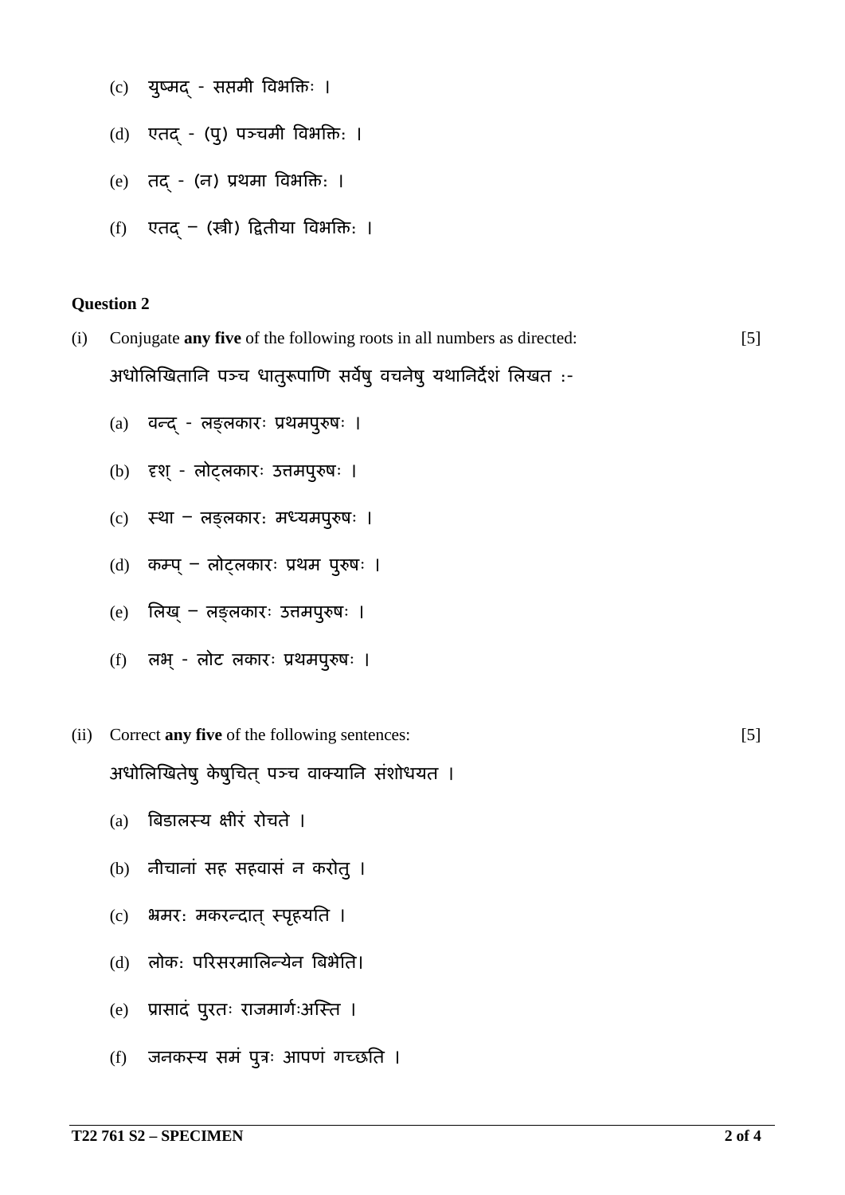(c) युष्मद् - सप्तमी विभक्तिः ।

(d) एतद् - (पु) पञ्चमी विभक्तिः ।

(e) तद् - (न) प्रथमा विभक्तिः ।

(f) एतद् – (स्त्री) द्वितीया विभक्तिः ।

**Question 2**

(i) Conjugate **any five** of the following roots in all numbers as directed: [5]

अधोलिखितानि पञ्च धातुरूपाणि सर्वेषु वचनेषु यथानिर्देशं लिखत :-

(a) वन्द् - लङ्लकारः प्रथमपुरुषः ।

(b) दृश् - लोट्लकारः उत्तमपुरुषः ।

(c) स्था – लङ्लकारः मध्यमपुरुषः ।

(d) कम्प् – लोट्लकारः प्रथम पुरुषः ।

(e) लिख् – लङ्लकारः उत्तमपुरुषः ।

(f) लभ् - लोट लकारः प्रथमपुरुषः ।

(ii) Correct **any five** of the following sentences: [5]

अधोलिखितेषु केषुचित् पञ्च वाक्यानि संशोधयत ।

(a) बिडालस्य क्षीरं रोचते ।

(b) नीचानां सह सहवासं न करोतु ।

(c) भ्रमरः मकरन्दात् स्पृहयति ।

(d) लोकः परिसरमालिन्येन बिभेति।

(e) प्रासादं पुरतः राजमार्गःअस्ति ।

(f) जनकस्य समं पुत्रः आपणं गच्छति ।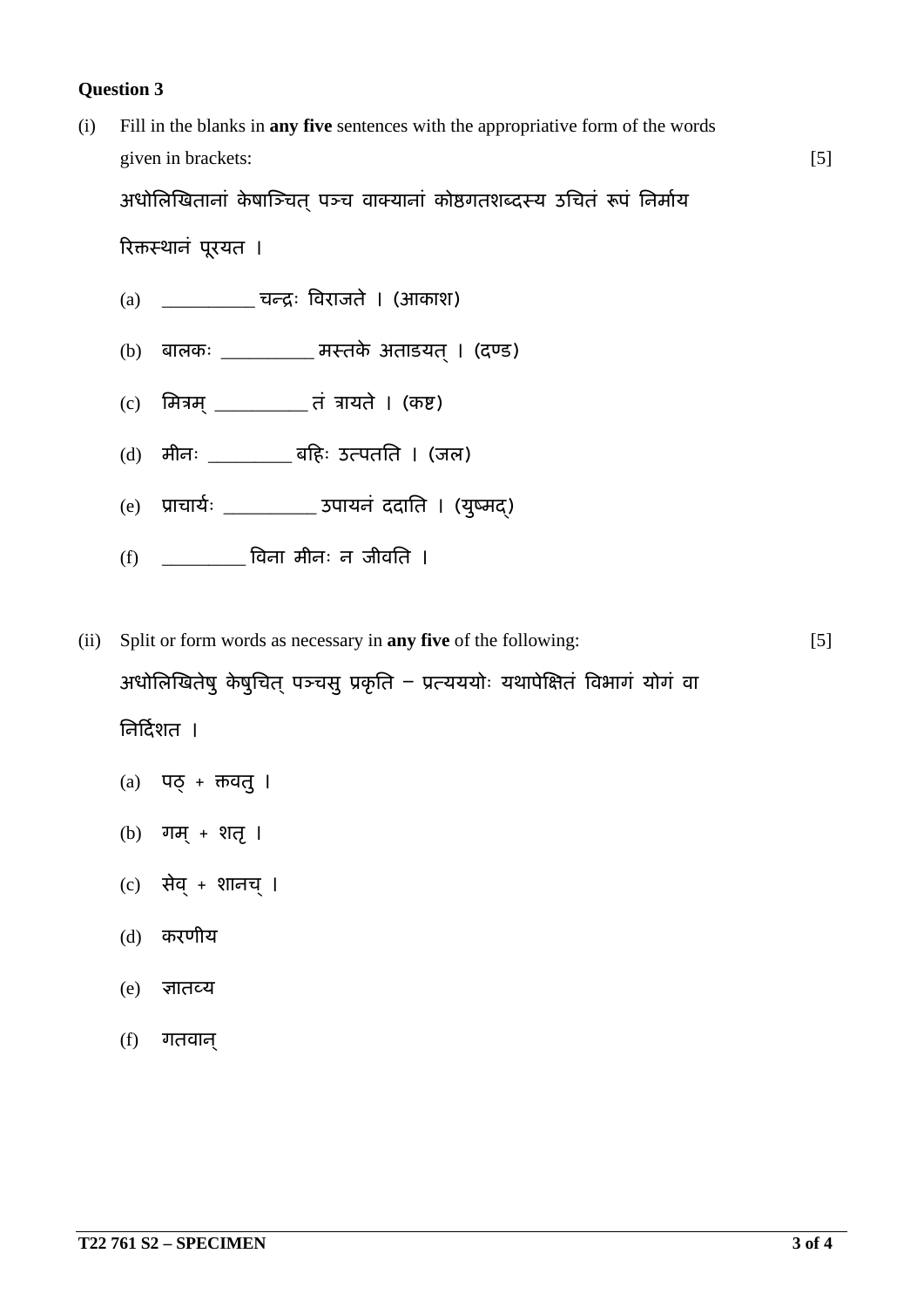**Question 3**

(i) Fill in the blanks in **any five** sentences with the appropriative form of the words given in brackets: [5]

अधोलिखितानां केषाञ्चित् पञ्च वाक्यानां कोष्ठगतशब्दस्य उचितं रूपं निर्माय रिक्तस्थानं पूरयत ।

(a) __________ चन्द्रः विराजते । (आकाश)

(b) बालकः __________ मस्तके अताडयत् । (दण्ड)

(c) मित्रम् __________ तं त्रायते । (कष्ट)

(d) मीनः _________ बहिः उत्पतति । (जल)

(e) प्राचार्यः __________ उपायनं ददाति । (युष्मद्)

(f) _________ विना मीनः न जीवति ।

(ii) Split or form words as necessary in **any five** of the following: [5]

अधोलिखितेषु केषुचित् पञ्चसु प्रकृति – प्रत्यययोः यथापेक्षितं विभागं योगं वा निर्दिशत ।

(a) पठ् + क्तवतु ।

(b) गम् + शतृ ।

(c) सेव् + शानच् ।

(d) करणीय

(e) ज्ञातव्य

(f) गतवान्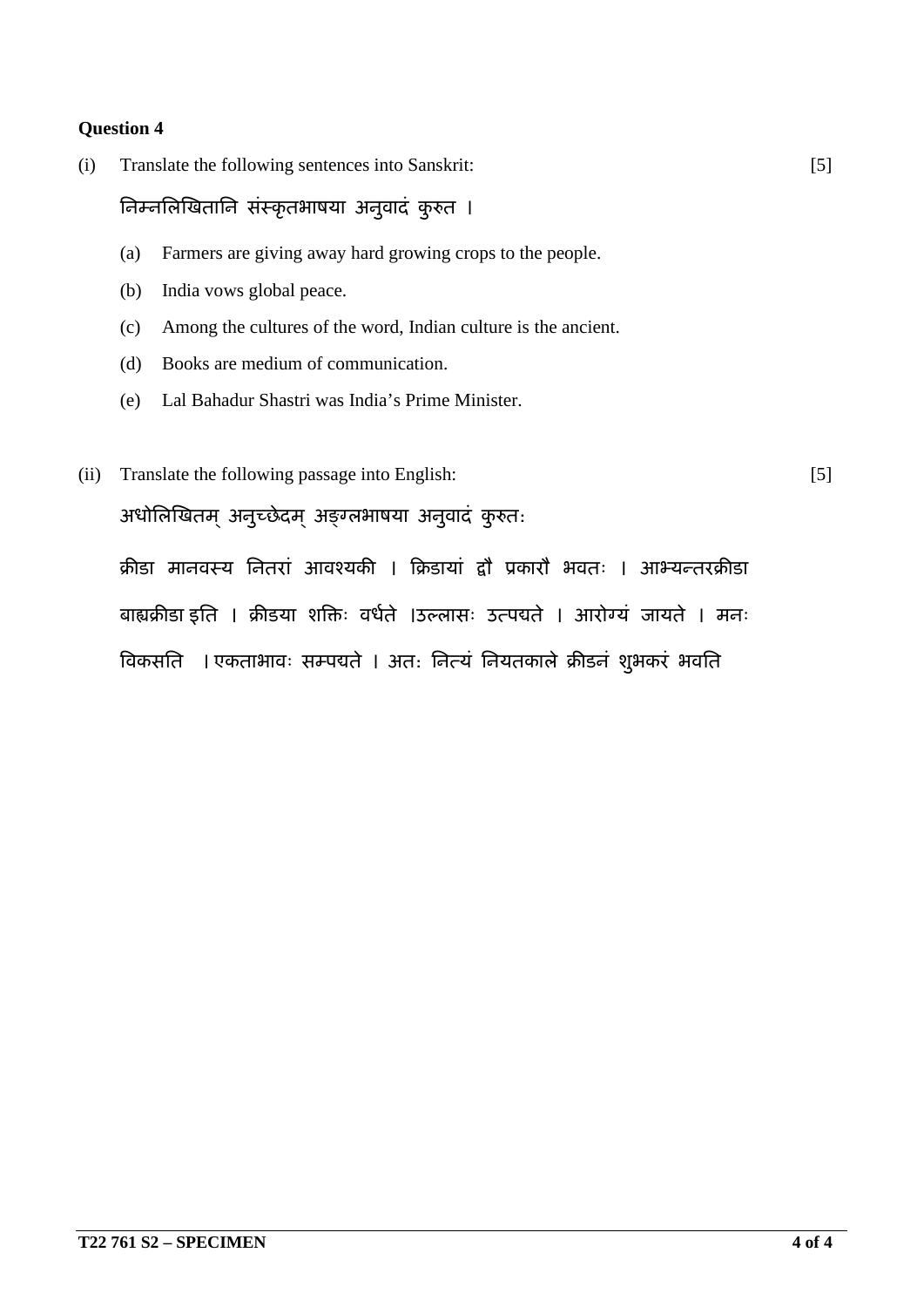**Question 4**

(i) Translate the following sentences into Sanskrit: [5]

निम्नलिखितानि संस्कृतभाषया अनुवादं कुरुत ।

(a) Farmers are giving away hard growing crops to the people.

(b) India vows global peace.

(c) Among the cultures of the word, Indian culture is the ancient.

(d) Books are medium of communication.

(e) Lal Bahadur Shastri was India's Prime Minister.

(ii) Translate the following passage into English: [5]

अधोलिखितम् अनुच्छेदम् अङ्ग्लभाषया अनुवादं कुरुतः

क्रीडा मानवस्य नितरां आवश्यकी । क्रिडायां द्वौ प्रकारौ भवतः । आभ्यन्तरक्रीडा बाह्यक्रीडा इति । क्रीडया शक्तिः वर्धते ।उल्लासः उत्पद्यते । आरोग्यं जायते । मनः विकसति ।एकताभावः सम्पद्यते । अतः नित्यं नियतकाले क्रीडनं शुभकरं भवति